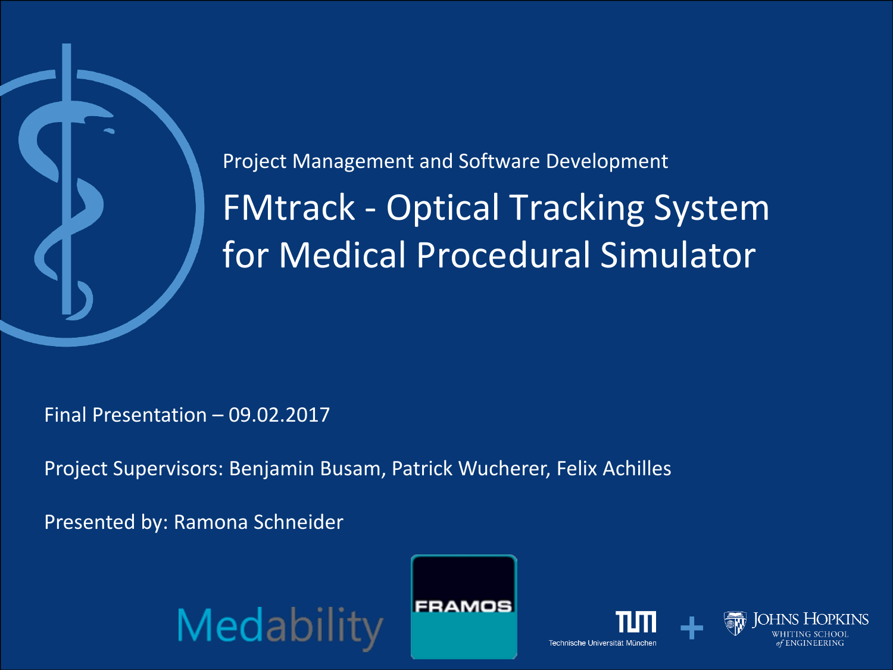Project Management and Software Development

# FMtrack - Optical Tracking System for Medical Procedural Simulator

Final Presentation – 09.02.2017

Project Supervisors: Benjamin Busam, Patrick Wucherer, Felix Achilles

Presented by: Ramona Schneider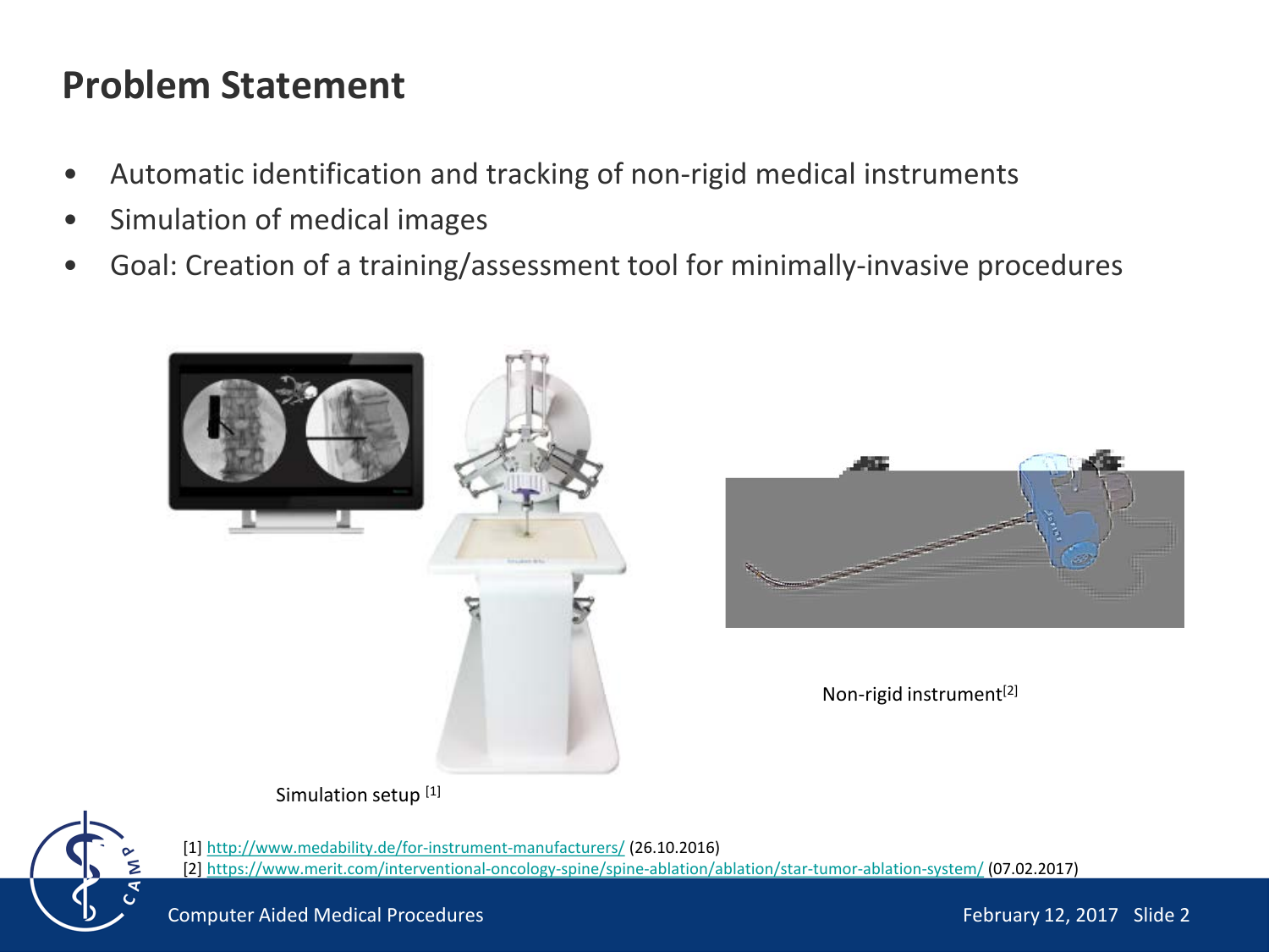# Problem Statement

- Automatic identification and tracking of non-rigid medical instruments
- Simulation of medical images
- Goal: Creation of a training/assessment tool for minimally-invasive procedures

Simulation setup [1]

Non-rigid instrument[2]

[1] http://www.medability.de/for-instrument-manufacturers/ (26.10.2016)
[2] https://www.merit.com/interventional-oncology-spine/spine-ablation/ablation/star-tumor-ablation-system/ (07.02.2017)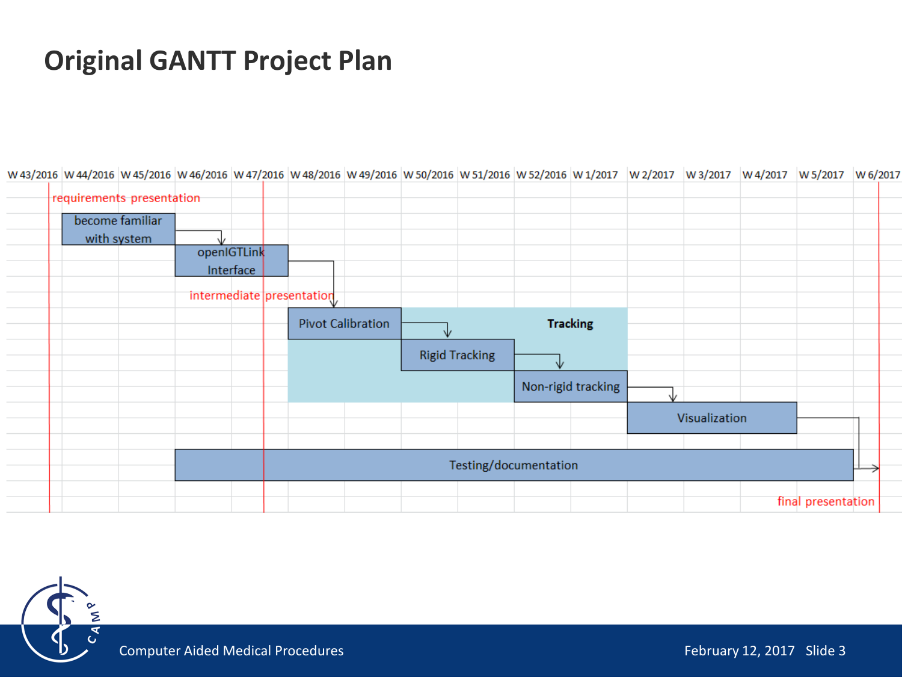# Original GANTT Project Plan

| Task | Start | End |
|---|---|---|
| become familiar with system | W 44/2016 | W 45/2016 |
| openIGTLink Interface | W 46/2016 | W 47/2016 |
| Pivot Calibration | W 48/2016 | W 49/2016 |
| Rigid Tracking | W 50/2016 | W 51/2016 |
| Non-rigid tracking | W 52/2016 | W 1/2017 |
| Visualization | W 2/2017 | W 4/2017 |
| Testing/documentation | W 46/2016 | W 5/2017 |

Tracking: Pivot Calibration, Rigid Tracking, Non-rigid tracking (W 48/2016 – W 1/2017)

Milestones:
- requirements presentation (W 43/2016)
- intermediate presentation (W 47/2016)
- final presentation (W 6/2017)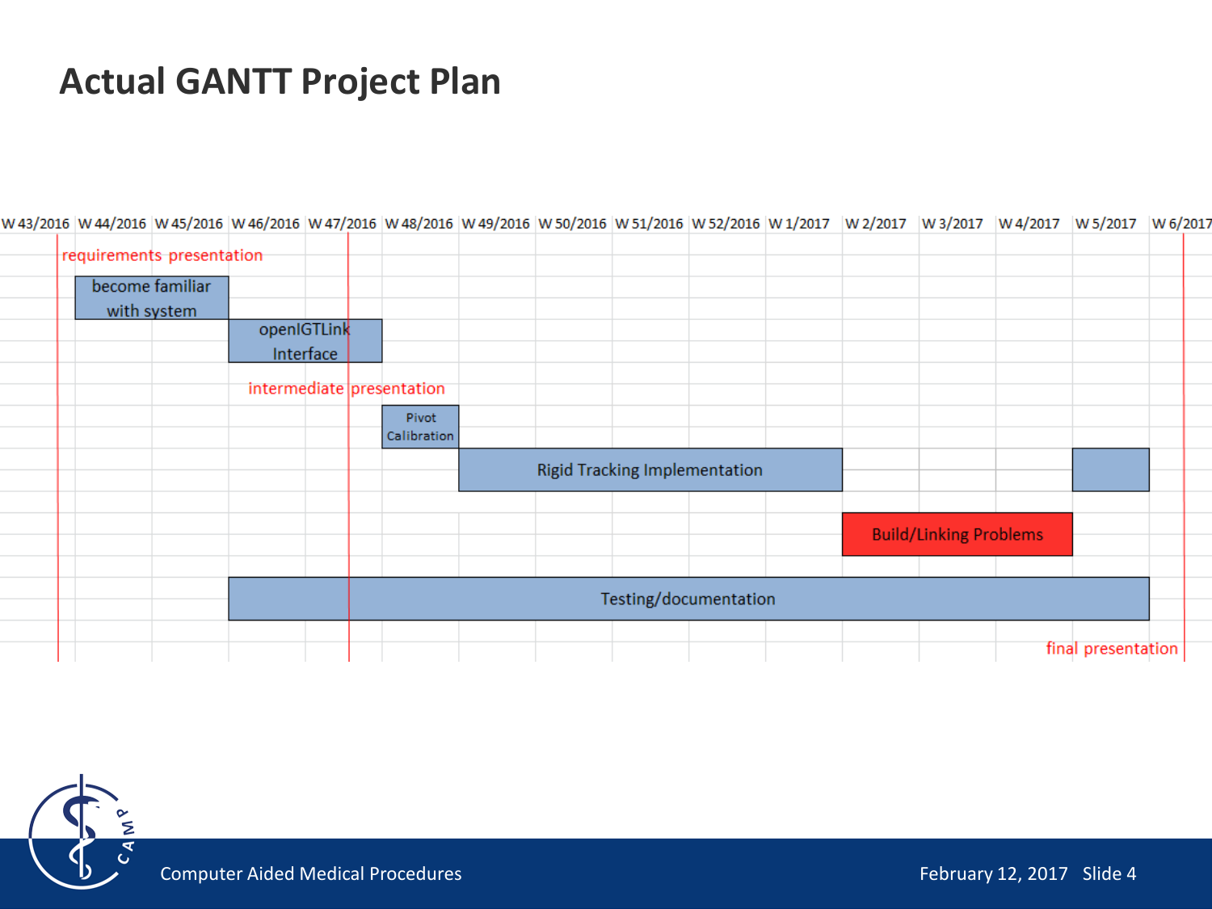# Actual GANTT Project Plan

W 43/2016 | W 44/2016 | W 45/2016 | W 46/2016 | W 47/2016 | W 48/2016 | W 49/2016 | W 50/2016 | W 51/2016 | W 52/2016 | W 1/2017 | W 2/2017 | W 3/2017 | W 4/2017 | W 5/2017 | W 6/2017

requirements presentation

become familiar with system

openIGTLink Interface

intermediate presentation

Pivot Calibration

Rigid Tracking Implementation

Build/Linking Problems

Testing/documentation

final presentation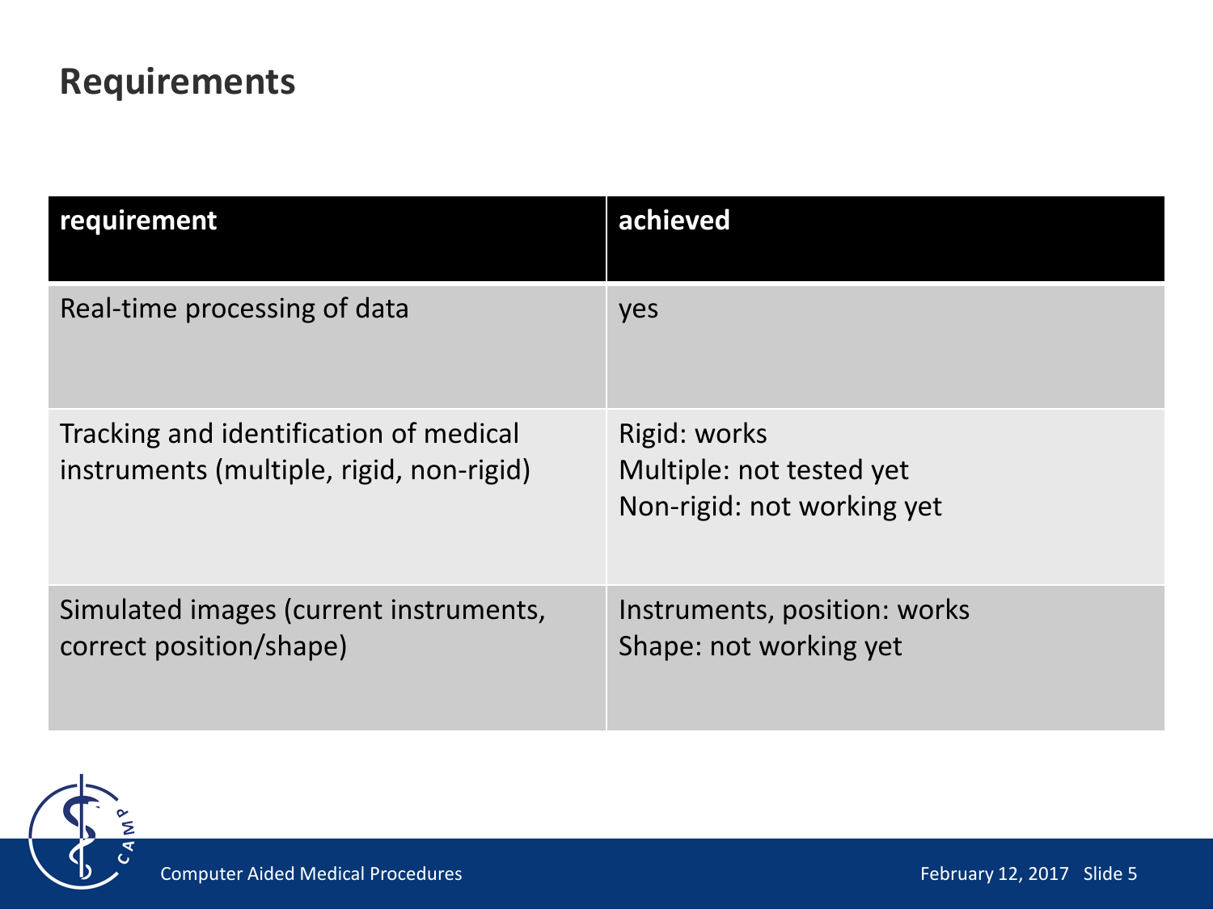## Requirements

| requirement | achieved |
|---|---|
| Real-time processing of data | yes |
| Tracking and identification of medical instruments (multiple, rigid, non-rigid) | Rigid: works<br>Multiple: not tested yet<br>Non-rigid: not working yet |
| Simulated images (current instruments, correct position/shape) | Instruments, position: works<br>Shape: not working yet |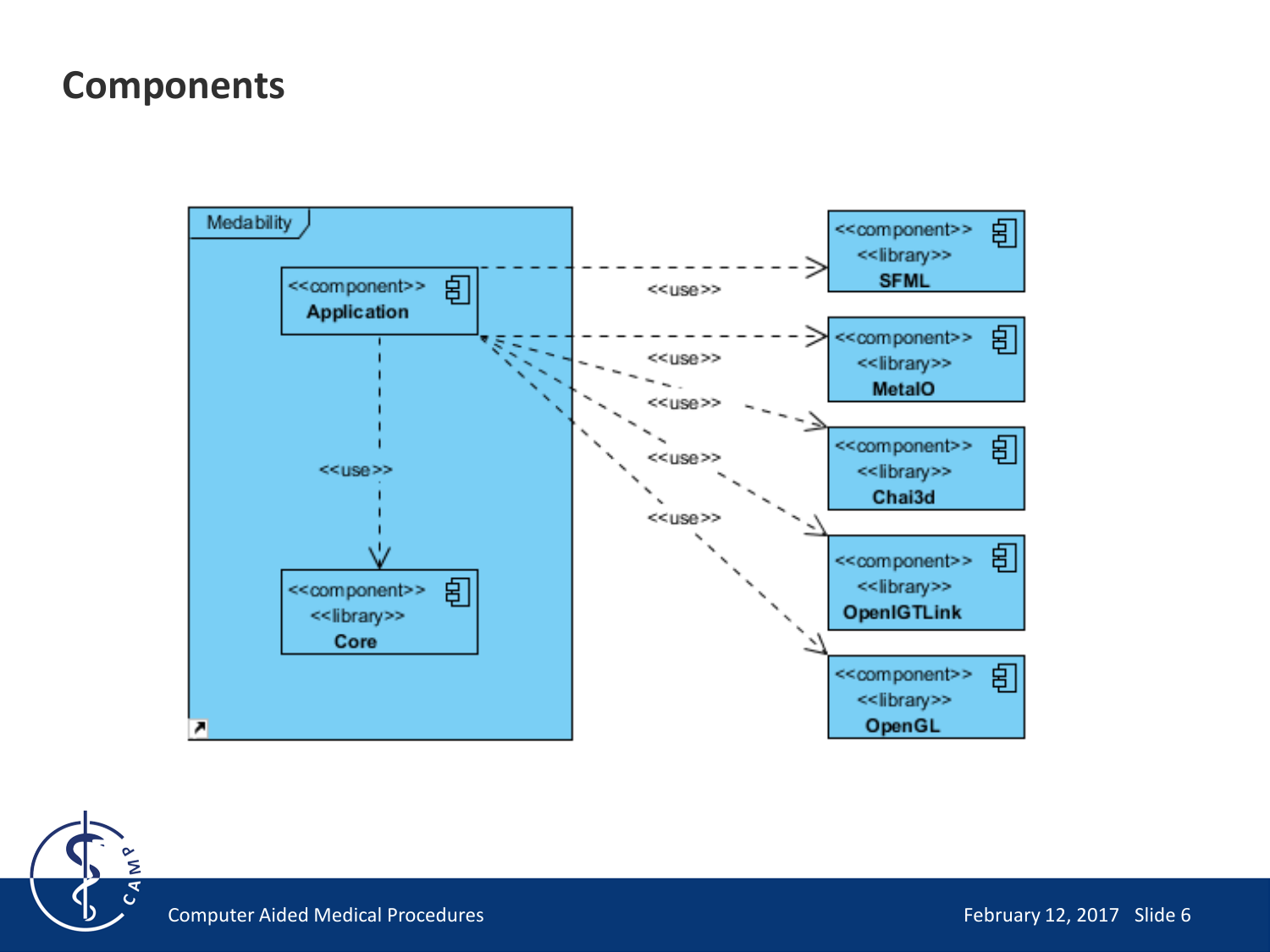# Components

Medability

<<component>>
**Application**

<<component>>
<<library>>
**Core**

<<component>>
<<library>>
**SFML**

<<component>>
<<library>>
**MetaIO**

<<component>>
<<library>>
**Chai3d**

<<component>>
<<library>>
**OpenIGTLink**

<<component>>
<<library>>
**OpenGL**

<<use>>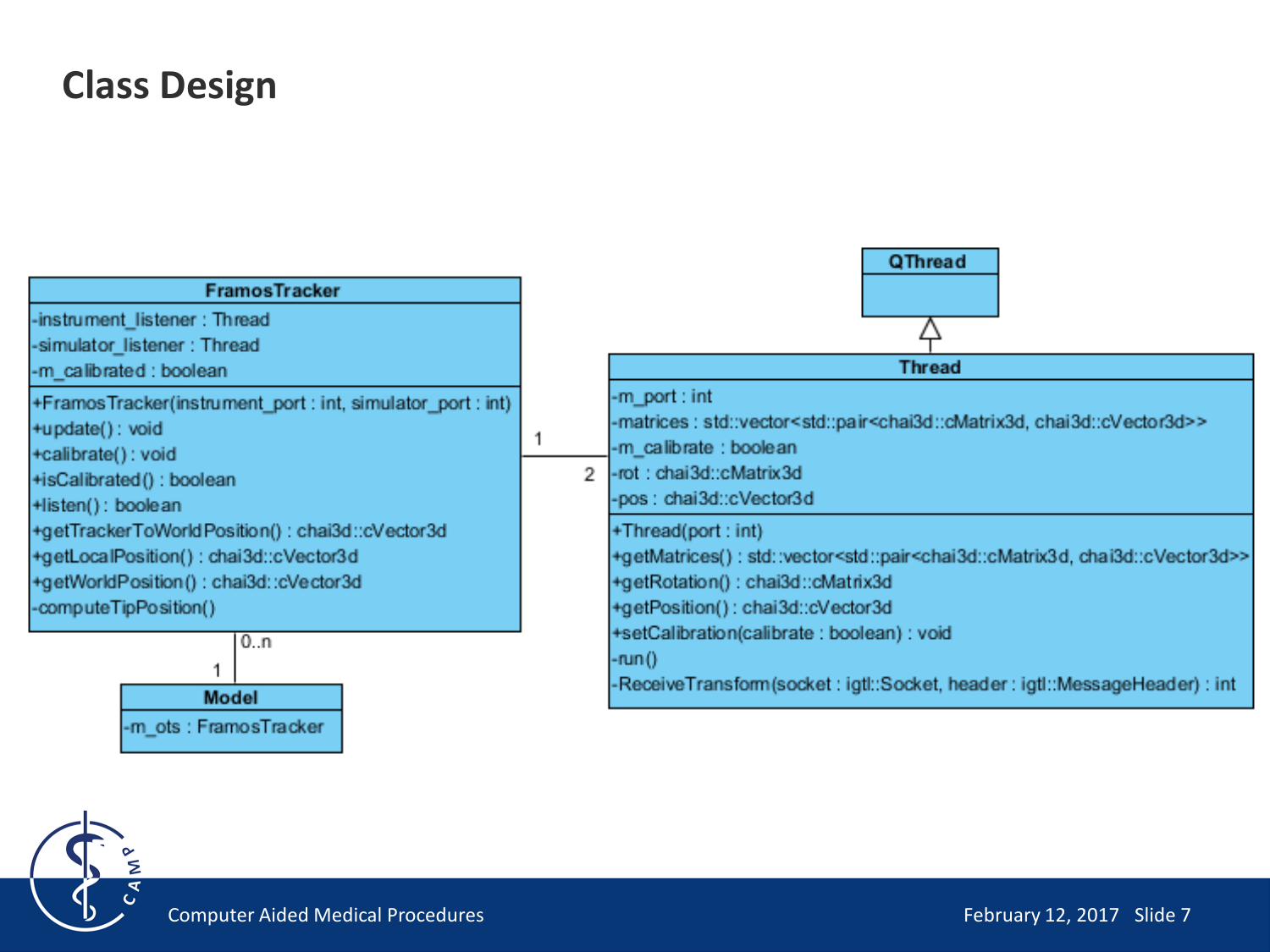# Class Design

**FramosTracker**

- -instrument_listener : Thread
- -simulator_listener : Thread
- -m_calibrated : boolean

- +FramosTracker(instrument_port : int, simulator_port : int)
- +update() : void
- +calibrate() : void
- +isCalibrated() : boolean
- +listen() : boolean
- +getTrackerToWorldPosition() : chai3d::cVector3d
- +getLocalPosition() : chai3d::cVector3d
- +getWorldPosition() : chai3d::cVector3d
- -computeTipPosition()

**QThread**

**Thread**

- -m_port : int
- -matrices : std::vector<std::pair<chai3d::cMatrix3d, chai3d::cVector3d>>
- -m_calibrate : boolean
- -rot : chai3d::cMatrix3d
- -pos : chai3d::cVector3d

- +Thread(port : int)
- +getMatrices() : std::vector<std::pair<chai3d::cMatrix3d, chai3d::cVector3d>>
- +getRotation() : chai3d::cMatrix3d
- +getPosition() : chai3d::cVector3d
- +setCalibration(calibrate : boolean) : void
- -run()
- -ReceiveTransform(socket : igtl::Socket, header : igtl::MessageHeader) : int

**Model**

- -m_ots : FramosTracker

Relationships:

- FramosTracker (1) — Thread (2)
- FramosTracker (0..n) — Model (1)
- Thread inherits from QThread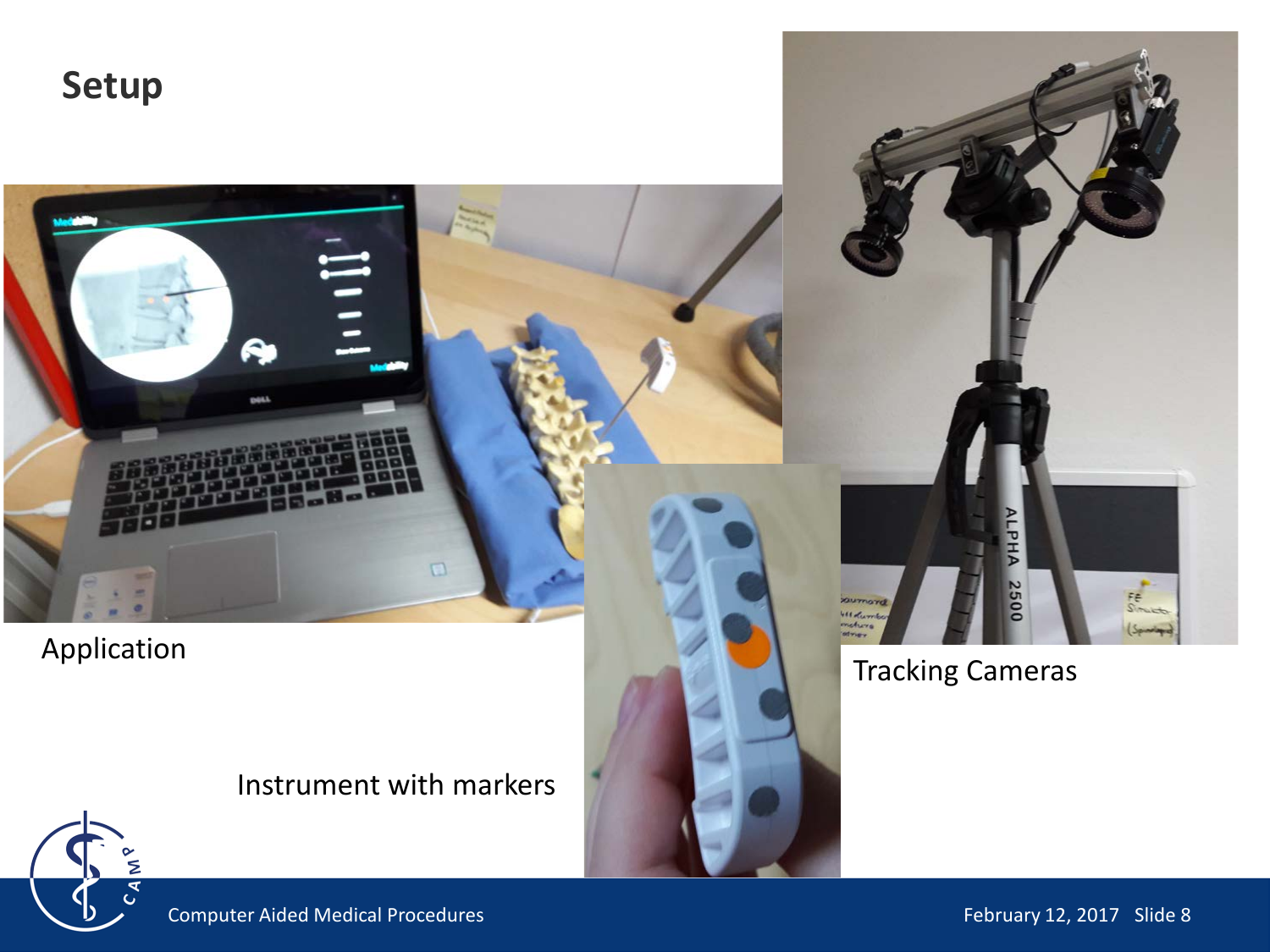# Setup

Application

Instrument with markers

Tracking Cameras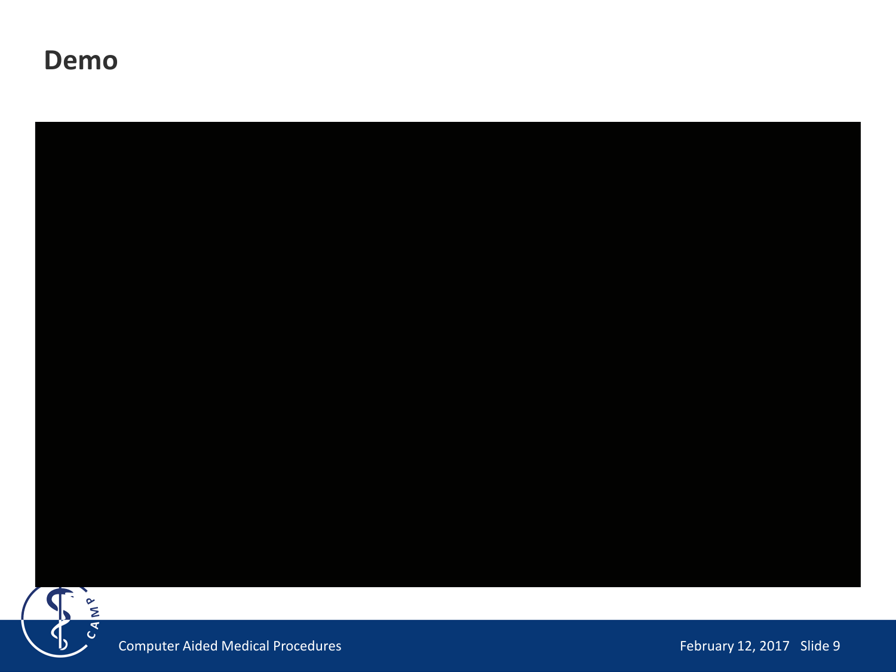# Demo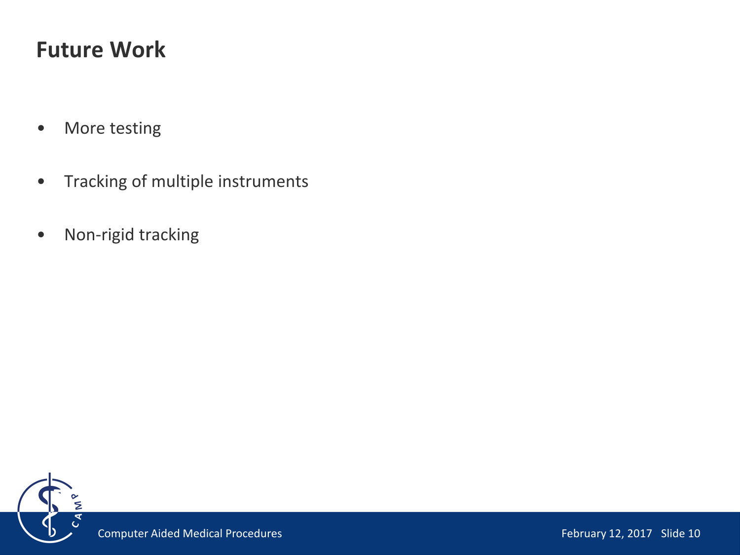# Future Work

- More testing
- Tracking of multiple instruments
- Non-rigid tracking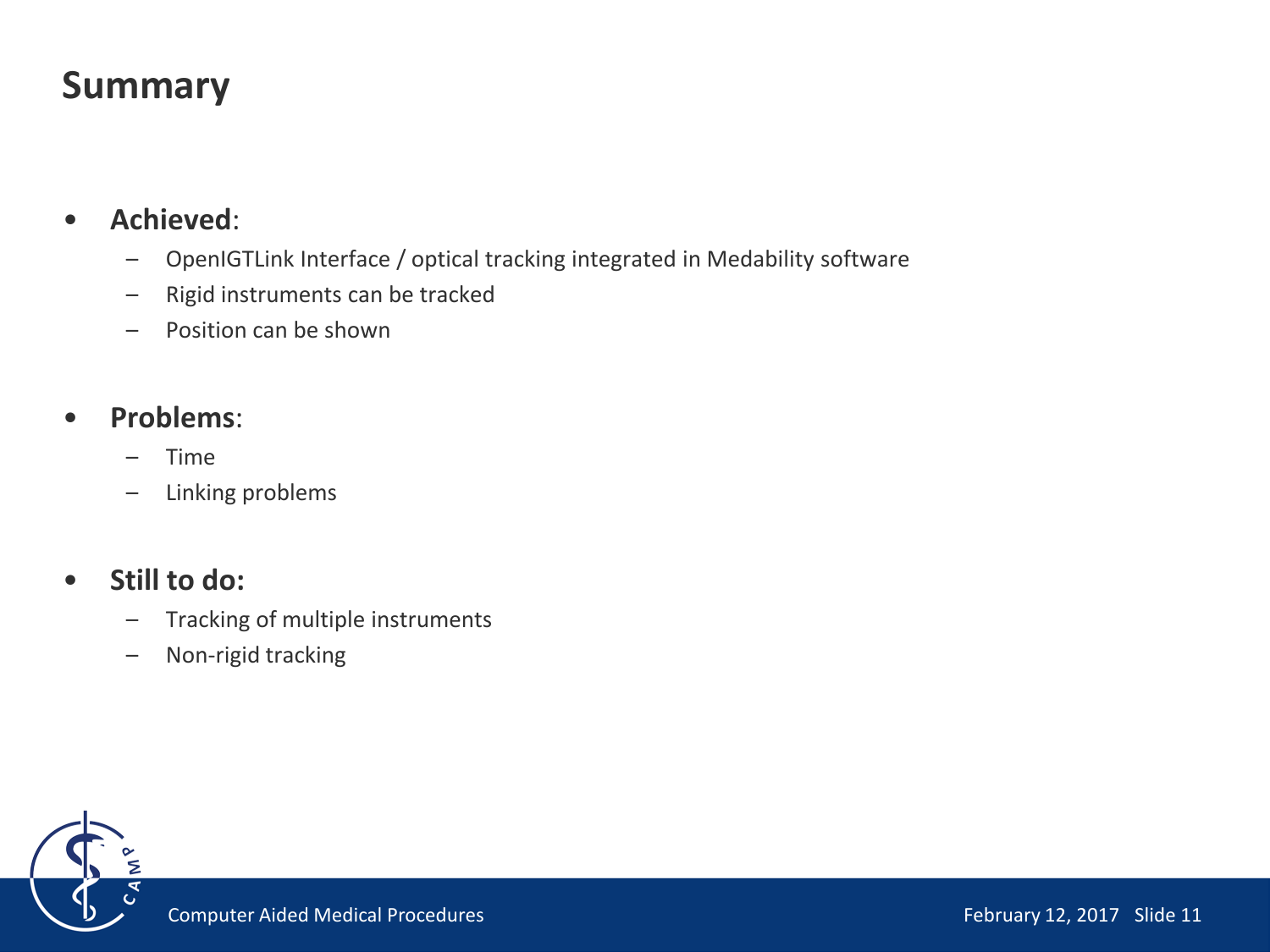# Summary

- **Achieved**:
  - OpenIGTLink Interface / optical tracking integrated in Medability software
  - Rigid instruments can be tracked
  - Position can be shown

- **Problems**:
  - Time
  - Linking problems

- **Still to do:**
  - Tracking of multiple instruments
  - Non-rigid tracking